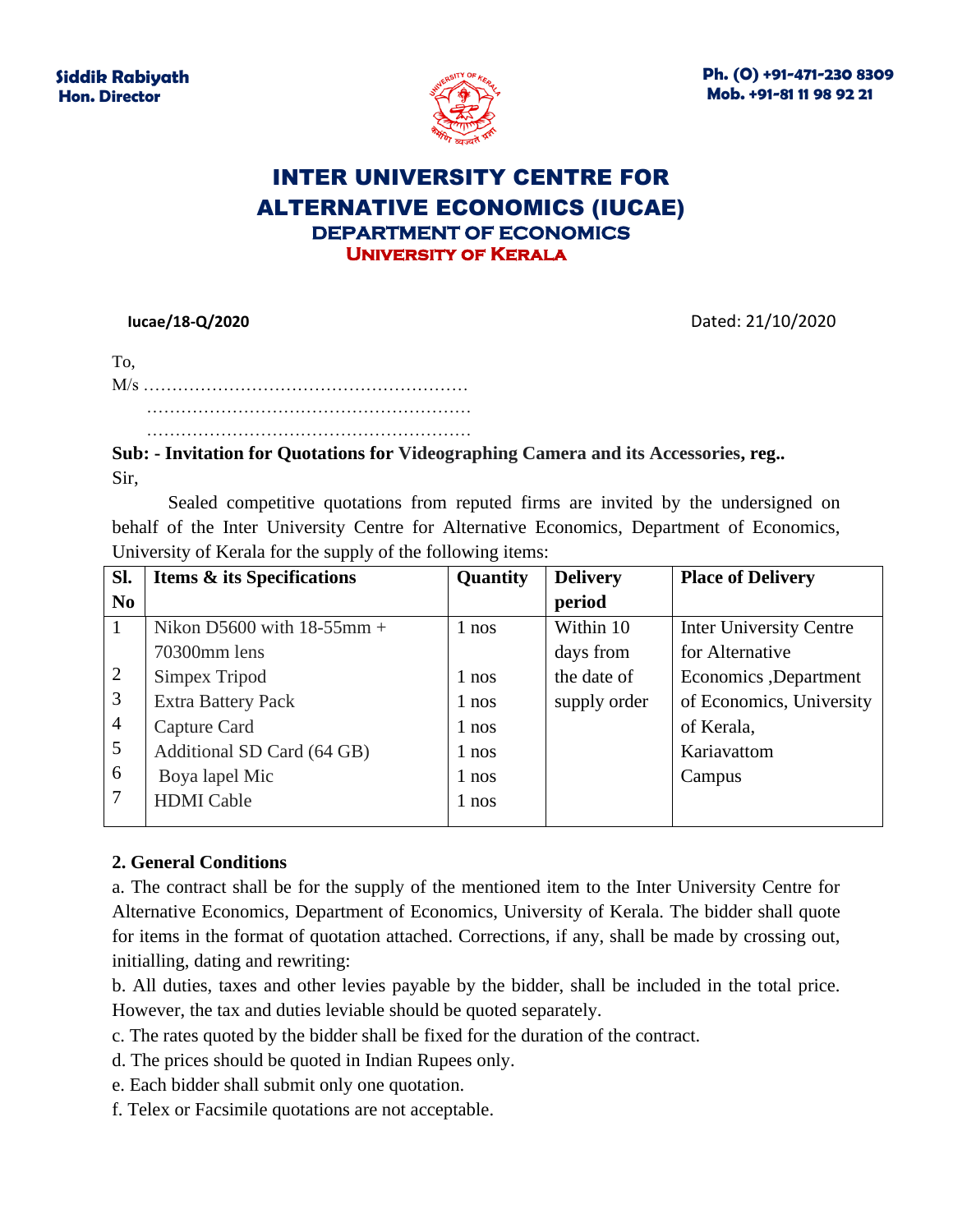**Siddik Rabiyath**
**Hon. Director**

**Ph. (O) +91-471-230 8309**
**Mob. +91-81 11 98 92 21**

# INTER UNIVERSITY CENTRE FOR ALTERNATIVE ECONOMICS (IUCAE)

## DEPARTMENT OF ECONOMICS

### UNIVERSITY OF KERALA

**Iucae/18-Q/2020** Dated: 21/10/2020

To,
M/s …………………………………………………
…………………………………………………
…………………………………………………

**Sub: - Invitation for Quotations for Videographing Camera and its Accessories, reg..**

Sir,

Sealed competitive quotations from reputed firms are invited by the undersigned on behalf of the Inter University Centre for Alternative Economics, Department of Economics, University of Kerala for the supply of the following items:

| Sl. No | Items & its Specifications | Quantity | Delivery period | Place of Delivery |
|---|---|---|---|---|
| 1 | Nikon D5600 with 18-55mm + 70300mm lens | 1 nos | Within 10 days from the date of supply order | Inter University Centre for Alternative Economics ,Department of Economics, University of Kerala, Kariavattom Campus |
| 2 | Simpex Tripod | 1 nos | | |
| 3 | Extra Battery Pack | 1 nos | | |
| 4 | Capture Card | 1 nos | | |
| 5 | Additional SD Card (64 GB) | 1 nos | | |
| 6 | Boya lapel Mic | 1 nos | | |
| 7 | HDMI Cable | 1 nos | | |

**2. General Conditions**

a. The contract shall be for the supply of the mentioned item to the Inter University Centre for Alternative Economics, Department of Economics, University of Kerala. The bidder shall quote for items in the format of quotation attached. Corrections, if any, shall be made by crossing out, initialling, dating and rewriting:

b. All duties, taxes and other levies payable by the bidder, shall be included in the total price. However, the tax and duties leviable should be quoted separately.

c. The rates quoted by the bidder shall be fixed for the duration of the contract.

d. The prices should be quoted in Indian Rupees only.

e. Each bidder shall submit only one quotation.

f. Telex or Facsimile quotations are not acceptable.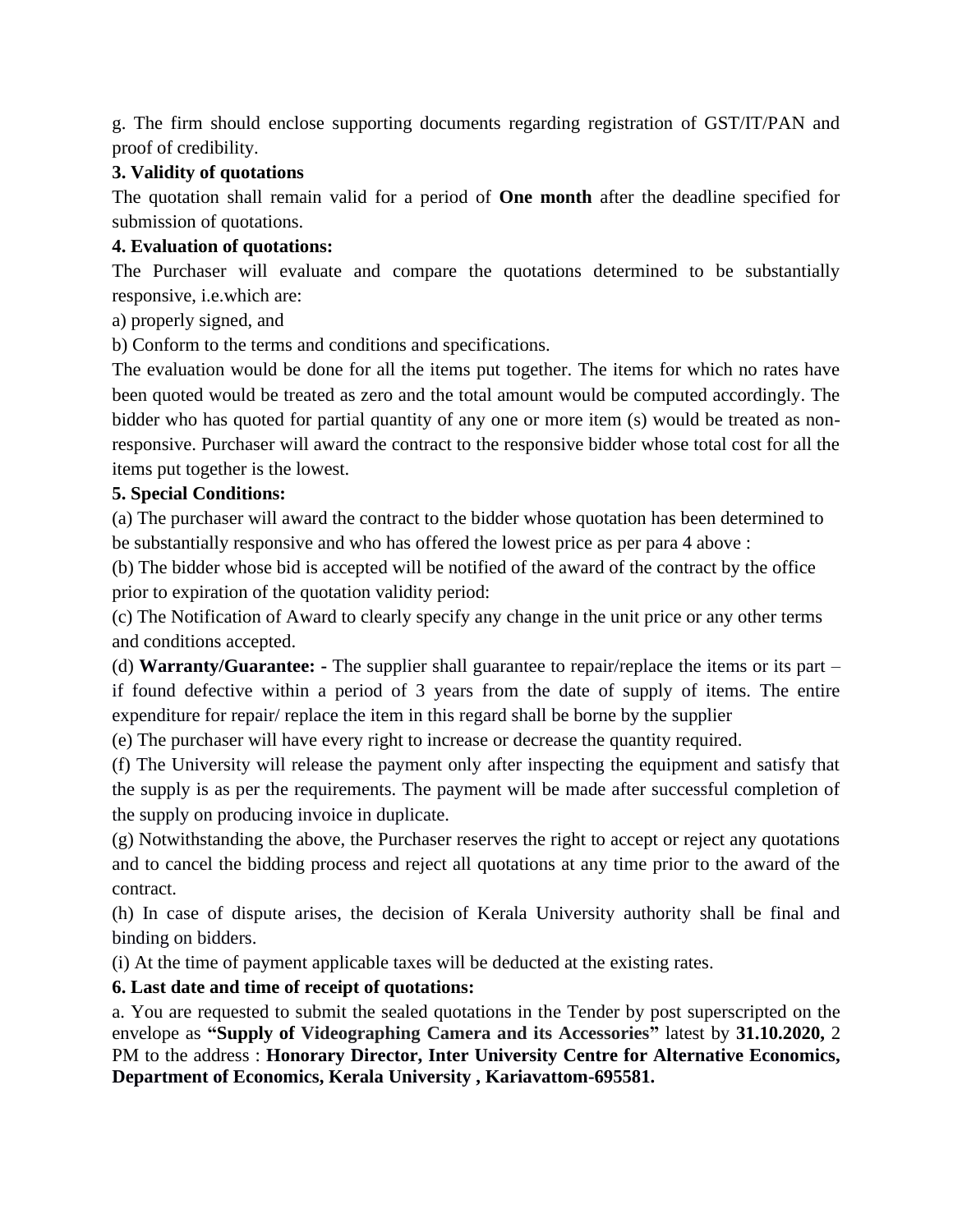g. The firm should enclose supporting documents regarding registration of GST/IT/PAN and proof of credibility.

**3. Validity of quotations**

The quotation shall remain valid for a period of **One month** after the deadline specified for submission of quotations.

**4. Evaluation of quotations:**

The Purchaser will evaluate and compare the quotations determined to be substantially responsive, i.e.which are:

a) properly signed, and

b) Conform to the terms and conditions and specifications.

The evaluation would be done for all the items put together. The items for which no rates have been quoted would be treated as zero and the total amount would be computed accordingly. The bidder who has quoted for partial quantity of any one or more item (s) would be treated as non-responsive. Purchaser will award the contract to the responsive bidder whose total cost for all the items put together is the lowest.

**5. Special Conditions:**

(a) The purchaser will award the contract to the bidder whose quotation has been determined to be substantially responsive and who has offered the lowest price as per para 4 above :

(b) The bidder whose bid is accepted will be notified of the award of the contract by the office prior to expiration of the quotation validity period:

(c) The Notification of Award to clearly specify any change in the unit price or any other terms and conditions accepted.

(d) **Warranty/Guarantee: -** The supplier shall guarantee to repair/replace the items or its part – if found defective within a period of 3 years from the date of supply of items. The entire expenditure for repair/ replace the item in this regard shall be borne by the supplier

(e) The purchaser will have every right to increase or decrease the quantity required.

(f) The University will release the payment only after inspecting the equipment and satisfy that the supply is as per the requirements. The payment will be made after successful completion of the supply on producing invoice in duplicate.

(g) Notwithstanding the above, the Purchaser reserves the right to accept or reject any quotations and to cancel the bidding process and reject all quotations at any time prior to the award of the contract.

(h) In case of dispute arises, the decision of Kerala University authority shall be final and binding on bidders.

(i) At the time of payment applicable taxes will be deducted at the existing rates.

**6. Last date and time of receipt of quotations:**

a. You are requested to submit the sealed quotations in the Tender by post superscripted on the envelope as **"Supply of Videographing Camera and its Accessories"** latest by **31.10.2020,** 2 PM to the address : **Honorary Director, Inter University Centre for Alternative Economics, Department of Economics, Kerala University , Kariavattom-695581.**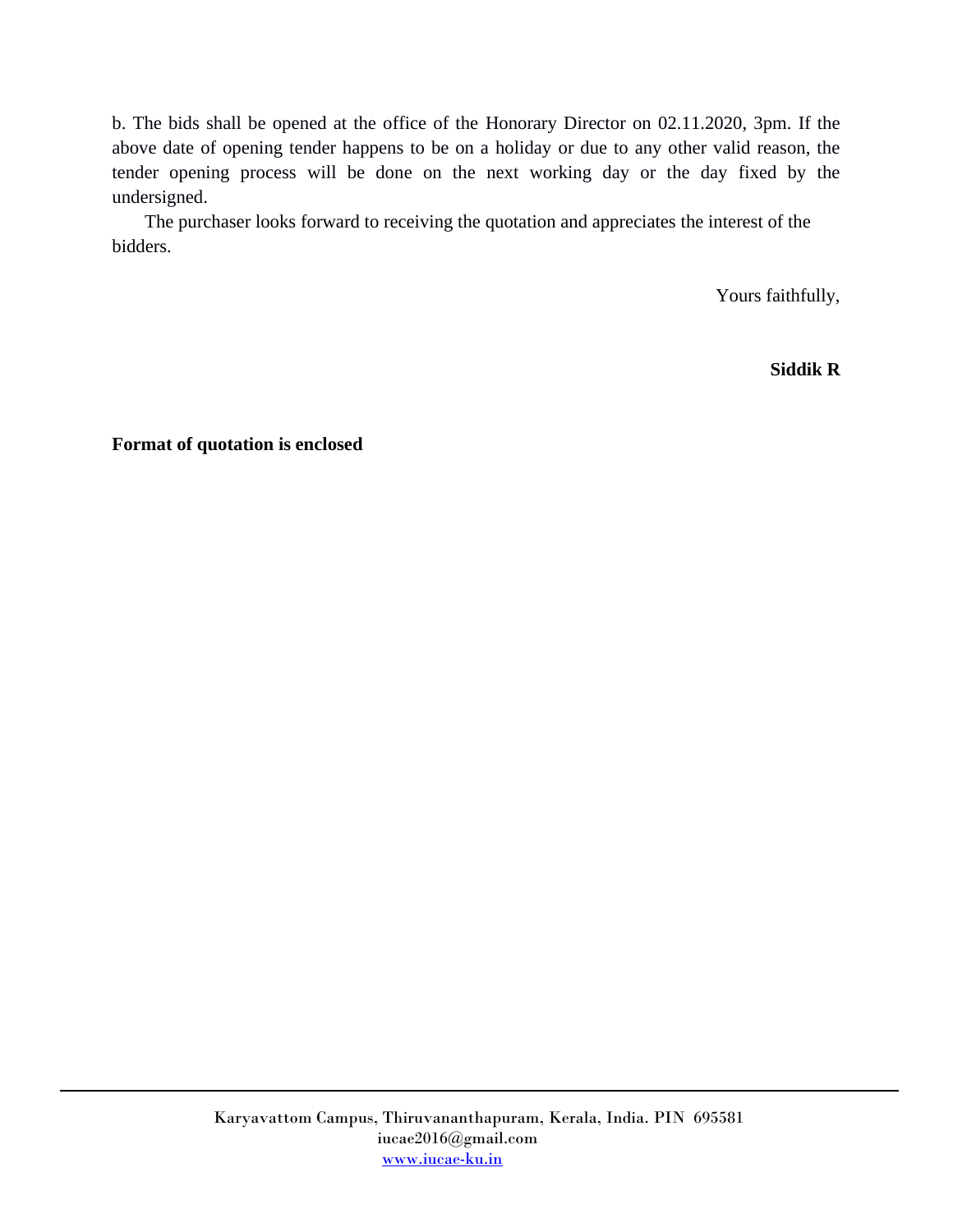b. The bids shall be opened at the office of the Honorary Director on 02.11.2020, 3pm. If the above date of opening tender happens to be on a holiday or due to any other valid reason, the tender opening process will be done on the next working day or the day fixed by the undersigned.

The purchaser looks forward to receiving the quotation and appreciates the interest of the bidders.

Yours faithfully,

**Siddik R**

**Format of quotation is enclosed**

Karyavattom Campus, Thiruvananthapuram, Kerala, India. PIN 695581
iucae2016@gmail.com
www.iucae-ku.in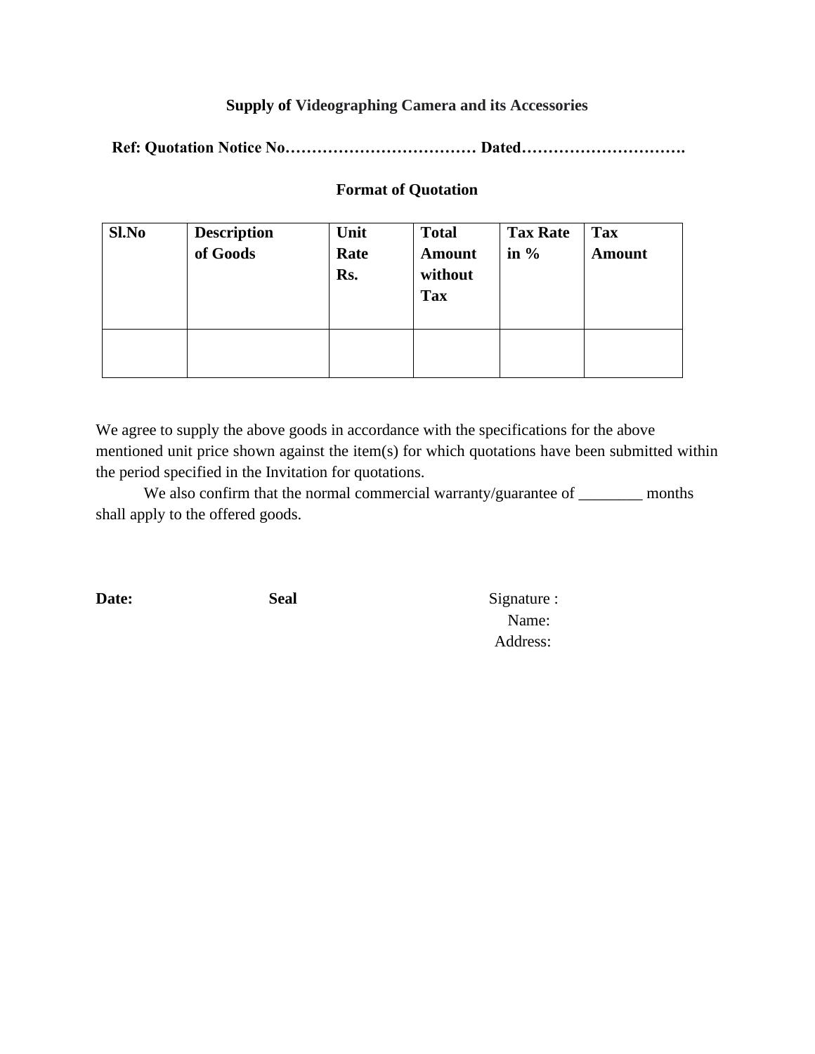**Supply of Videographing Camera and its Accessories**

**Ref: Quotation Notice No……………………………… Dated………………………….**

**Format of Quotation**

| Sl.No | Description of Goods | Unit Rate Rs. | Total Amount without Tax | Tax Rate in % | Tax Amount |
|---|---|---|---|---|---|
| | | | | | |

We agree to supply the above goods in accordance with the specifications for the above mentioned unit price shown against the item(s) for which quotations have been submitted within the period specified in the Invitation for quotations.

We also confirm that the normal commercial warranty/guarantee of ________ months shall apply to the offered goods.

**Date:** **Seal** Signature :

Name:

Address: